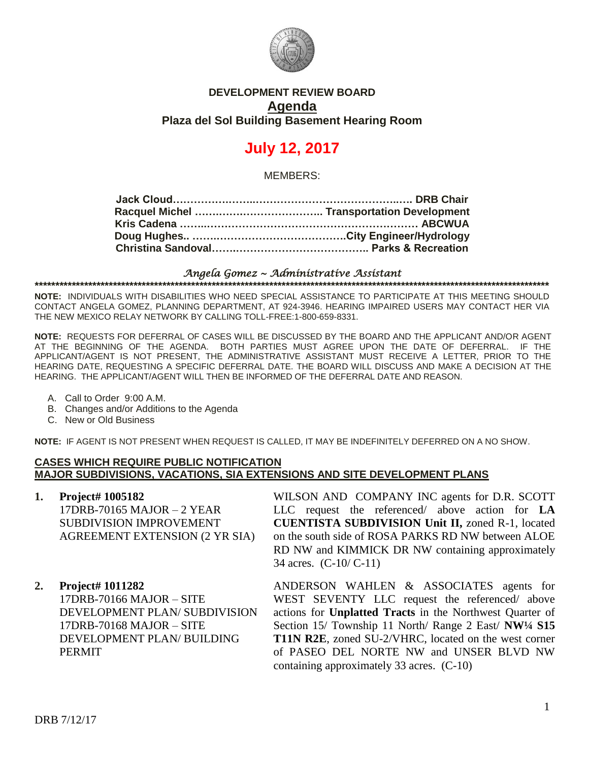# DEVELOPMENT REVIEW BOARD

## Agenda

### Plaza del Sol Building Basement Hearing Room

# July 12, 2017

MEMBERS:

**Jack Cloud…………………………………………………………… DRB Chair**
**Racquel Michel ……………………………… Transportation Development**
**Kris Cadena ……………………………………………………………… ABCWUA**
**Doug Hughes.. ……………………………………City Engineer/Hydrology**
**Christina Sandoval……………………………………… Parks & Recreation**

*Angela Gomez ~ Administrative Assistant*

**********************************************************************************************************************

**NOTE:** INDIVIDUALS WITH DISABILITIES WHO NEED SPECIAL ASSISTANCE TO PARTICIPATE AT THIS MEETING SHOULD CONTACT ANGELA GOMEZ, PLANNING DEPARTMENT, AT 924-3946. HEARING IMPAIRED USERS MAY CONTACT HER VIA THE NEW MEXICO RELAY NETWORK BY CALLING TOLL-FREE:1-800-659-8331.

**NOTE:** REQUESTS FOR DEFERRAL OF CASES WILL BE DISCUSSED BY THE BOARD AND THE APPLICANT AND/OR AGENT AT THE BEGINNING OF THE AGENDA. BOTH PARTIES MUST AGREE UPON THE DATE OF DEFERRAL. IF THE APPLICANT/AGENT IS NOT PRESENT, THE ADMINISTRATIVE ASSISTANT MUST RECEIVE A LETTER, PRIOR TO THE HEARING DATE, REQUESTING A SPECIFIC DEFERRAL DATE. THE BOARD WILL DISCUSS AND MAKE A DECISION AT THE HEARING. THE APPLICANT/AGENT WILL THEN BE INFORMED OF THE DEFERRAL DATE AND REASON.

A. Call to Order 9:00 A.M.
B. Changes and/or Additions to the Agenda
C. New or Old Business

**NOTE:** IF AGENT IS NOT PRESENT WHEN REQUEST IS CALLED, IT MAY BE INDEFINITELY DEFERRED ON A NO SHOW.

**CASES WHICH REQUIRE PUBLIC NOTIFICATION**
**MAJOR SUBDIVISIONS, VACATIONS, SIA EXTENSIONS AND SITE DEVELOPMENT PLANS**

**1. Project# 1005182**
17DRB-70165 MAJOR – 2 YEAR SUBDIVISION IMPROVEMENT AGREEMENT EXTENSION (2 YR SIA)

WILSON AND COMPANY INC agents for D.R. SCOTT LLC request the referenced/ above action for **LA CUENTISTA SUBDIVISION Unit II,** zoned R-1, located on the south side of ROSA PARKS RD NW between ALOE RD NW and KIMMICK DR NW containing approximately 34 acres. (C-10/ C-11)

**2. Project# 1011282**
17DRB-70166 MAJOR – SITE DEVELOPMENT PLAN/ SUBDIVISION
17DRB-70168 MAJOR – SITE DEVELOPMENT PLAN/ BUILDING PERMIT

ANDERSON WAHLEN & ASSOCIATES agents for WEST SEVENTY LLC request the referenced/ above actions for **Unplatted Tracts** in the Northwest Quarter of Section 15/ Township 11 North/ Range 2 East/ **NW¼ S15 T11N R2E**, zoned SU-2/VHRC, located on the west corner of PASEO DEL NORTE NW and UNSER BLVD NW containing approximately 33 acres. (C-10)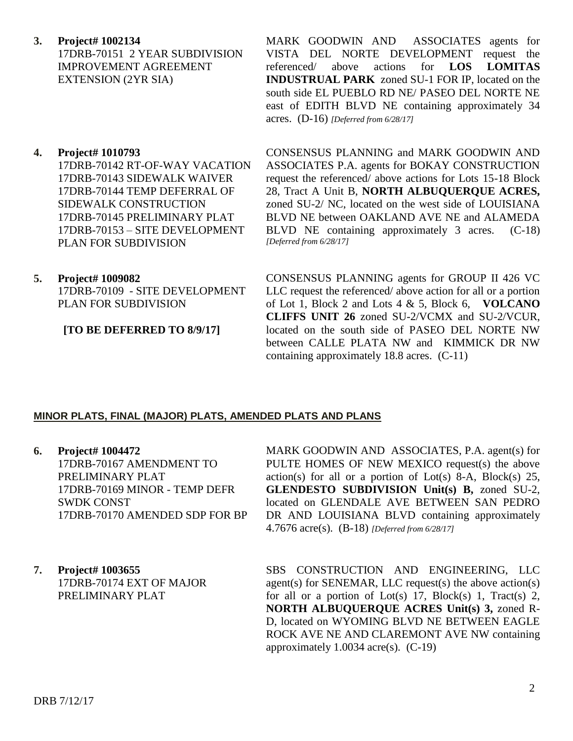**3. Project# 1002134**
17DRB-70151 2 YEAR SUBDIVISION IMPROVEMENT AGREEMENT EXTENSION (2YR SIA)

MARK GOODWIN AND ASSOCIATES agents for VISTA DEL NORTE DEVELOPMENT request the referenced/ above actions for **LOS LOMITAS INDUSTRUAL PARK** zoned SU-1 FOR IP, located on the south side EL PUEBLO RD NE/ PASEO DEL NORTE NE east of EDITH BLVD NE containing approximately 34 acres. (D-16) *[Deferred from 6/28/17]*

**4. Project# 1010793**
17DRB-70142 RT-OF-WAY VACATION
17DRB-70143 SIDEWALK WAIVER
17DRB-70144 TEMP DEFERRAL OF SIDEWALK CONSTRUCTION
17DRB-70145 PRELIMINARY PLAT
17DRB-70153 – SITE DEVELOPMENT PLAN FOR SUBDIVISION

CONSENSUS PLANNING and MARK GOODWIN AND ASSOCIATES P.A. agents for BOKAY CONSTRUCTION request the referenced/ above actions for Lots 15-18 Block 28, Tract A Unit B, **NORTH ALBUQUERQUE ACRES,** zoned SU-2/ NC, located on the west side of LOUISIANA BLVD NE between OAKLAND AVE NE and ALAMEDA BLVD NE containing approximately 3 acres. (C-18) *[Deferred from 6/28/17]*

**5. Project# 1009082**
17DRB-70109 - SITE DEVELOPMENT PLAN FOR SUBDIVISION

**[TO BE DEFERRED TO 8/9/17]**

CONSENSUS PLANNING agents for GROUP II 426 VC LLC request the referenced/ above action for all or a portion of Lot 1, Block 2 and Lots 4 & 5, Block 6, **VOLCANO CLIFFS UNIT 26** zoned SU-2/VCMX and SU-2/VCUR, located on the south side of PASEO DEL NORTE NW between CALLE PLATA NW and KIMMICK DR NW containing approximately 18.8 acres. (C-11)

## MINOR PLATS, FINAL (MAJOR) PLATS, AMENDED PLATS AND PLANS

**6. Project# 1004472**
17DRB-70167 AMENDMENT TO PRELIMINARY PLAT
17DRB-70169 MINOR - TEMP DEFR SWDK CONST
17DRB-70170 AMENDED SDP FOR BP

MARK GOODWIN AND ASSOCIATES, P.A. agent(s) for PULTE HOMES OF NEW MEXICO request(s) the above action(s) for all or a portion of Lot(s) 8-A, Block(s) 25, **GLENDESTO SUBDIVISION Unit(s) B,** zoned SU-2, located on GLENDALE AVE BETWEEN SAN PEDRO DR AND LOUISIANA BLVD containing approximately 4.7676 acre(s). (B-18) *[Deferred from 6/28/17]*

**7. Project# 1003655**
17DRB-70174 EXT OF MAJOR PRELIMINARY PLAT

SBS CONSTRUCTION AND ENGINEERING, LLC agent(s) for SENEMAR, LLC request(s) the above action(s) for all or a portion of Lot(s) 17, Block(s) 1, Tract(s) 2, **NORTH ALBUQUERQUE ACRES Unit(s) 3,** zoned R-D, located on WYOMING BLVD NE BETWEEN EAGLE ROCK AVE NE AND CLAREMONT AVE NW containing approximately 1.0034 acre(s). (C-19)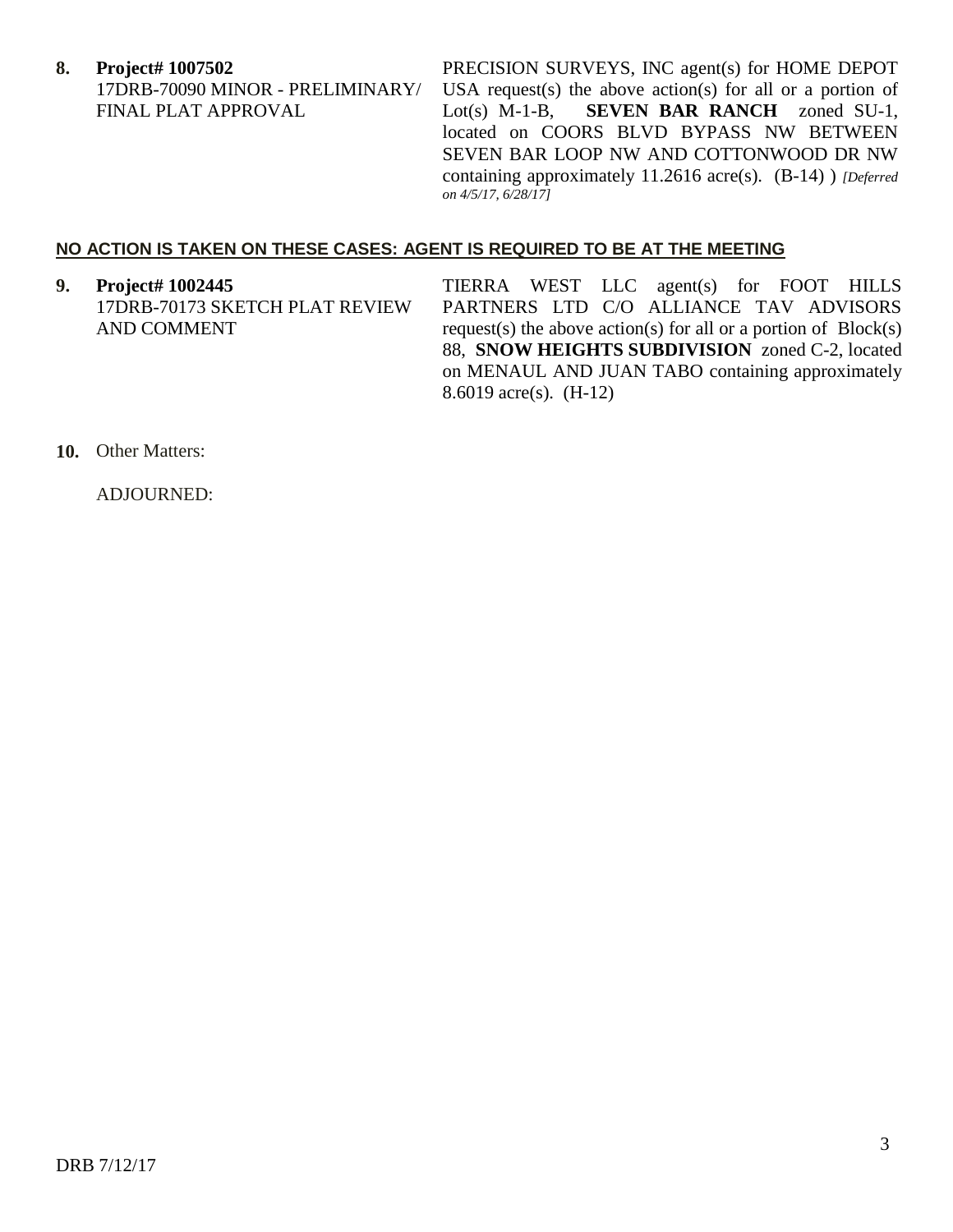**8. Project# 1007502**
17DRB-70090 MINOR - PRELIMINARY/ FINAL PLAT APPROVAL

PRECISION SURVEYS, INC agent(s) for HOME DEPOT USA request(s) the above action(s) for all or a portion of Lot(s) M-1-B, **SEVEN BAR RANCH** zoned SU-1, located on COORS BLVD BYPASS NW BETWEEN SEVEN BAR LOOP NW AND COTTONWOOD DR NW containing approximately 11.2616 acre(s). (B-14) ) *[Deferred on 4/5/17, 6/28/17]*

**NO ACTION IS TAKEN ON THESE CASES: AGENT IS REQUIRED TO BE AT THE MEETING**

**9. Project# 1002445**
17DRB-70173 SKETCH PLAT REVIEW AND COMMENT

TIERRA WEST LLC agent(s) for FOOT HILLS PARTNERS LTD C/O ALLIANCE TAV ADVISORS request(s) the above action(s) for all or a portion of Block(s) 88, **SNOW HEIGHTS SUBDIVISION** zoned C-2, located on MENAUL AND JUAN TABO containing approximately 8.6019 acre(s). (H-12)

**10.** Other Matters:

ADJOURNED:

DRB 7/12/17